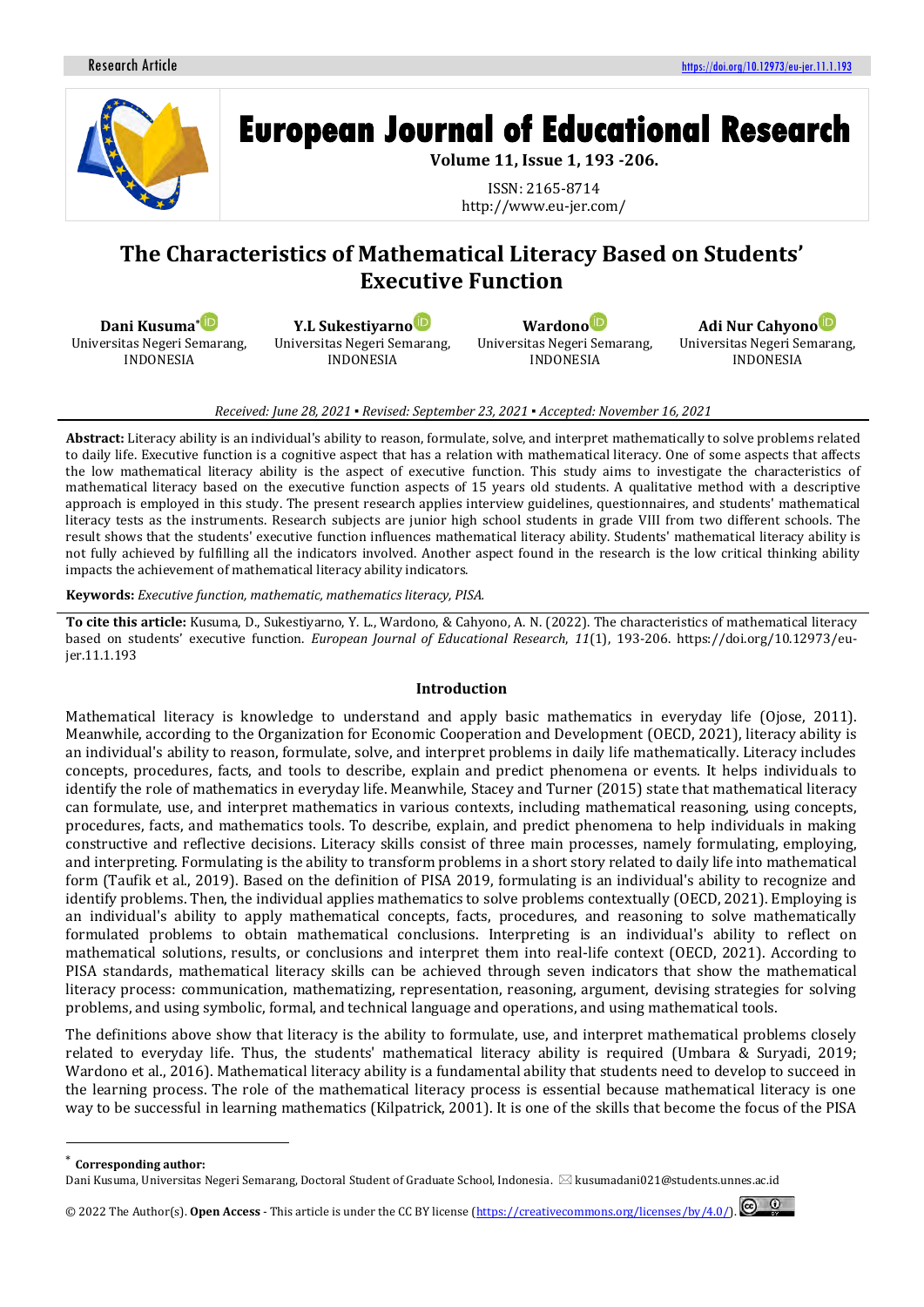Research Article

https://doi.org/10.12973/eu-jer.11.1.193

# European Journal of Educational Research

**Volume 11, Issue 1, 193 -206.**

ISSN: 2165-8714
http://www.eu-jer.com/

# The Characteristics of Mathematical Literacy Based on Students' Executive Function

**Dani Kusuma***
Universitas Negeri Semarang, INDONESIA

**Y.L Sukestiyarno**
Universitas Negeri Semarang, INDONESIA

**Wardono**
Universitas Negeri Semarang, INDONESIA

**Adi Nur Cahyono**
Universitas Negeri Semarang, INDONESIA

*Received: June 28, 2021 ▪ Revised: September 23, 2021 ▪ Accepted: November 16, 2021*

**Abstract:** Literacy ability is an individual's ability to reason, formulate, solve, and interpret mathematically to solve problems related to daily life. Executive function is a cognitive aspect that has a relation with mathematical literacy. One of some aspects that affects the low mathematical literacy ability is the aspect of executive function. This study aims to investigate the characteristics of mathematical literacy based on the executive function aspects of 15 years old students. A qualitative method with a descriptive approach is employed in this study. The present research applies interview guidelines, questionnaires, and students' mathematical literacy tests as the instruments. Research subjects are junior high school students in grade VIII from two different schools. The result shows that the students' executive function influences mathematical literacy ability. Students' mathematical literacy ability is not fully achieved by fulfilling all the indicators involved. Another aspect found in the research is the low critical thinking ability impacts the achievement of mathematical literacy ability indicators.

**Keywords:** *Executive function, mathematic, mathematics literacy, PISA.*

**To cite this article:** Kusuma, D., Sukestiyarno, Y. L., Wardono, & Cahyono, A. N. (2022). The characteristics of mathematical literacy based on students' executive function. *European Journal of Educational Research*, *11*(1), 193-206. https://doi.org/10.12973/eu-jer.11.1.193

## Introduction

Mathematical literacy is knowledge to understand and apply basic mathematics in everyday life (Ojose, 2011). Meanwhile, according to the Organization for Economic Cooperation and Development (OECD, 2021), literacy ability is an individual's ability to reason, formulate, solve, and interpret problems in daily life mathematically. Literacy includes concepts, procedures, facts, and tools to describe, explain and predict phenomena or events. It helps individuals to identify the role of mathematics in everyday life. Meanwhile, Stacey and Turner (2015) state that mathematical literacy can formulate, use, and interpret mathematics in various contexts, including mathematical reasoning, using concepts, procedures, facts, and mathematics tools. To describe, explain, and predict phenomena to help individuals in making constructive and reflective decisions. Literacy skills consist of three main processes, namely formulating, employing, and interpreting. Formulating is the ability to transform problems in a short story related to daily life into mathematical form (Taufik et al., 2019). Based on the definition of PISA 2019, formulating is an individual's ability to recognize and identify problems. Then, the individual applies mathematics to solve problems contextually (OECD, 2021). Employing is an individual's ability to apply mathematical concepts, facts, procedures, and reasoning to solve mathematically formulated problems to obtain mathematical conclusions. Interpreting is an individual's ability to reflect on mathematical solutions, results, or conclusions and interpret them into real-life context (OECD, 2021). According to PISA standards, mathematical literacy skills can be achieved through seven indicators that show the mathematical literacy process: communication, mathematizing, representation, reasoning, argument, devising strategies for solving problems, and using symbolic, formal, and technical language and operations, and using mathematical tools.

The definitions above show that literacy is the ability to formulate, use, and interpret mathematical problems closely related to everyday life. Thus, the students' mathematical literacy ability is required (Umbara & Suryadi, 2019; Wardono et al., 2016). Mathematical literacy ability is a fundamental ability that students need to develop to succeed in the learning process. The role of the mathematical literacy process is essential because mathematical literacy is one way to be successful in learning mathematics (Kilpatrick, 2001). It is one of the skills that become the focus of the PISA

---

\* **Corresponding author:**
Dani Kusuma, Universitas Negeri Semarang, Doctoral Student of Graduate School, Indonesia. ✉ kusumadani021@students.unnes.ac.id

© 2022 The Author(s). **Open Access** - This article is under the CC BY license (https://creativecommons.org/licenses/by/4.0/).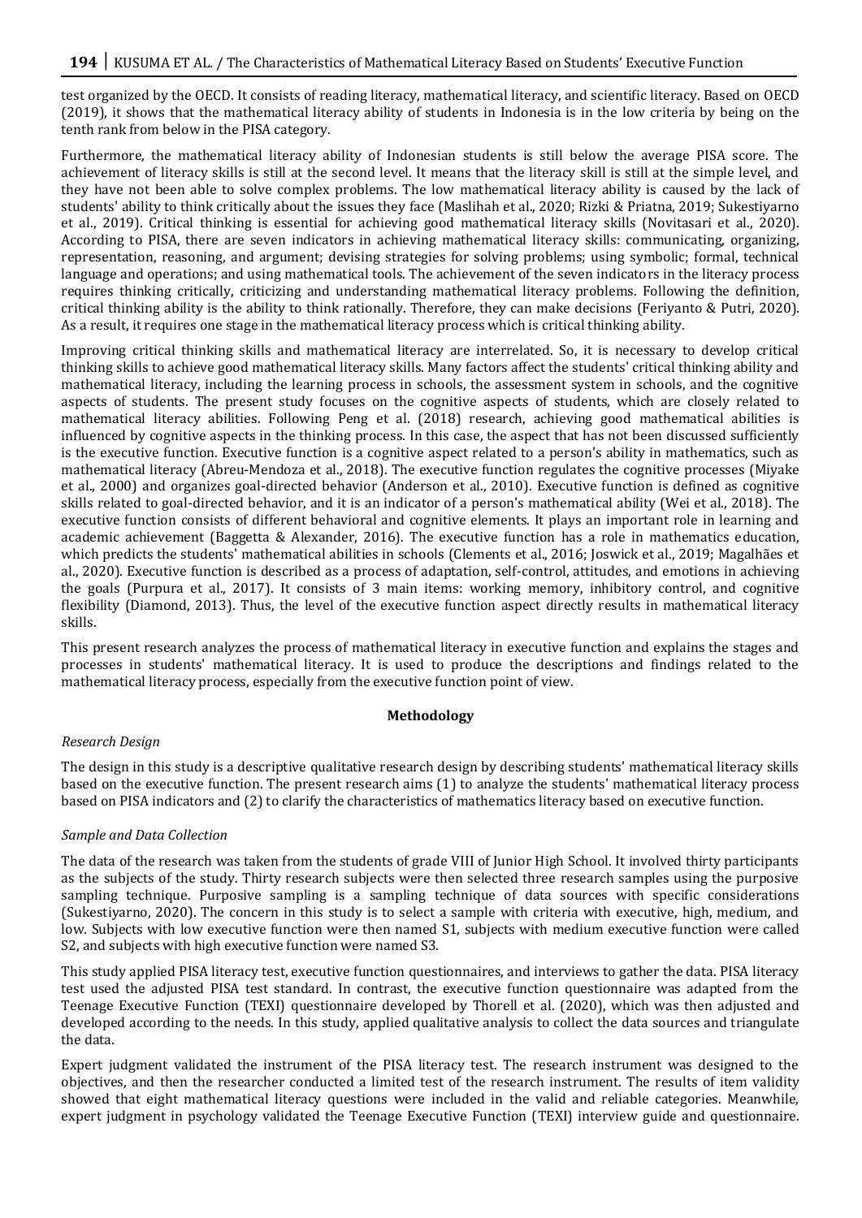test organized by the OECD. It consists of reading literacy, mathematical literacy, and scientific literacy. Based on OECD (2019), it shows that the mathematical literacy ability of students in Indonesia is in the low criteria by being on the tenth rank from below in the PISA category.

Furthermore, the mathematical literacy ability of Indonesian students is still below the average PISA score. The achievement of literacy skills is still at the second level. It means that the literacy skill is still at the simple level, and they have not been able to solve complex problems. The low mathematical literacy ability is caused by the lack of students' ability to think critically about the issues they face (Maslihah et al., 2020; Rizki & Priatna, 2019; Sukestiyarno et al., 2019). Critical thinking is essential for achieving good mathematical literacy skills (Novitasari et al., 2020). According to PISA, there are seven indicators in achieving mathematical literacy skills: communicating, organizing, representation, reasoning, and argument; devising strategies for solving problems; using symbolic; formal, technical language and operations; and using mathematical tools. The achievement of the seven indicators in the literacy process requires thinking critically, criticizing and understanding mathematical literacy problems. Following the definition, critical thinking ability is the ability to think rationally. Therefore, they can make decisions (Feriyanto & Putri, 2020). As a result, it requires one stage in the mathematical literacy process which is critical thinking ability.

Improving critical thinking skills and mathematical literacy are interrelated. So, it is necessary to develop critical thinking skills to achieve good mathematical literacy skills. Many factors affect the students' critical thinking ability and mathematical literacy, including the learning process in schools, the assessment system in schools, and the cognitive aspects of students. The present study focuses on the cognitive aspects of students, which are closely related to mathematical literacy abilities. Following Peng et al. (2018) research, achieving good mathematical abilities is influenced by cognitive aspects in the thinking process. In this case, the aspect that has not been discussed sufficiently is the executive function. Executive function is a cognitive aspect related to a person's ability in mathematics, such as mathematical literacy (Abreu-Mendoza et al., 2018). The executive function regulates the cognitive processes (Miyake et al., 2000) and organizes goal-directed behavior (Anderson et al., 2010). Executive function is defined as cognitive skills related to goal-directed behavior, and it is an indicator of a person's mathematical ability (Wei et al., 2018). The executive function consists of different behavioral and cognitive elements. It plays an important role in learning and academic achievement (Baggetta & Alexander, 2016). The executive function has a role in mathematics education, which predicts the students' mathematical abilities in schools (Clements et al., 2016; Joswick et al., 2019; Magalhães et al., 2020). Executive function is described as a process of adaptation, self-control, attitudes, and emotions in achieving the goals (Purpura et al., 2017). It consists of 3 main items: working memory, inhibitory control, and cognitive flexibility (Diamond, 2013). Thus, the level of the executive function aspect directly results in mathematical literacy skills.

This present research analyzes the process of mathematical literacy in executive function and explains the stages and processes in students' mathematical literacy. It is used to produce the descriptions and findings related to the mathematical literacy process, especially from the executive function point of view.

## Methodology

### *Research Design*

The design in this study is a descriptive qualitative research design by describing students' mathematical literacy skills based on the executive function. The present research aims (1) to analyze the students' mathematical literacy process based on PISA indicators and (2) to clarify the characteristics of mathematics literacy based on executive function.

### *Sample and Data Collection*

The data of the research was taken from the students of grade VIII of Junior High School. It involved thirty participants as the subjects of the study. Thirty research subjects were then selected three research samples using the purposive sampling technique. Purposive sampling is a sampling technique of data sources with specific considerations (Sukestiyarno, 2020). The concern in this study is to select a sample with criteria with executive, high, medium, and low. Subjects with low executive function were then named S1, subjects with medium executive function were called S2, and subjects with high executive function were named S3.

This study applied PISA literacy test, executive function questionnaires, and interviews to gather the data. PISA literacy test used the adjusted PISA test standard. In contrast, the executive function questionnaire was adapted from the Teenage Executive Function (TEXI) questionnaire developed by Thorell et al. (2020), which was then adjusted and developed according to the needs. In this study, applied qualitative analysis to collect the data sources and triangulate the data.

Expert judgment validated the instrument of the PISA literacy test. The research instrument was designed to the objectives, and then the researcher conducted a limited test of the research instrument. The results of item validity showed that eight mathematical literacy questions were included in the valid and reliable categories. Meanwhile, expert judgment in psychology validated the Teenage Executive Function (TEXI) interview guide and questionnaire.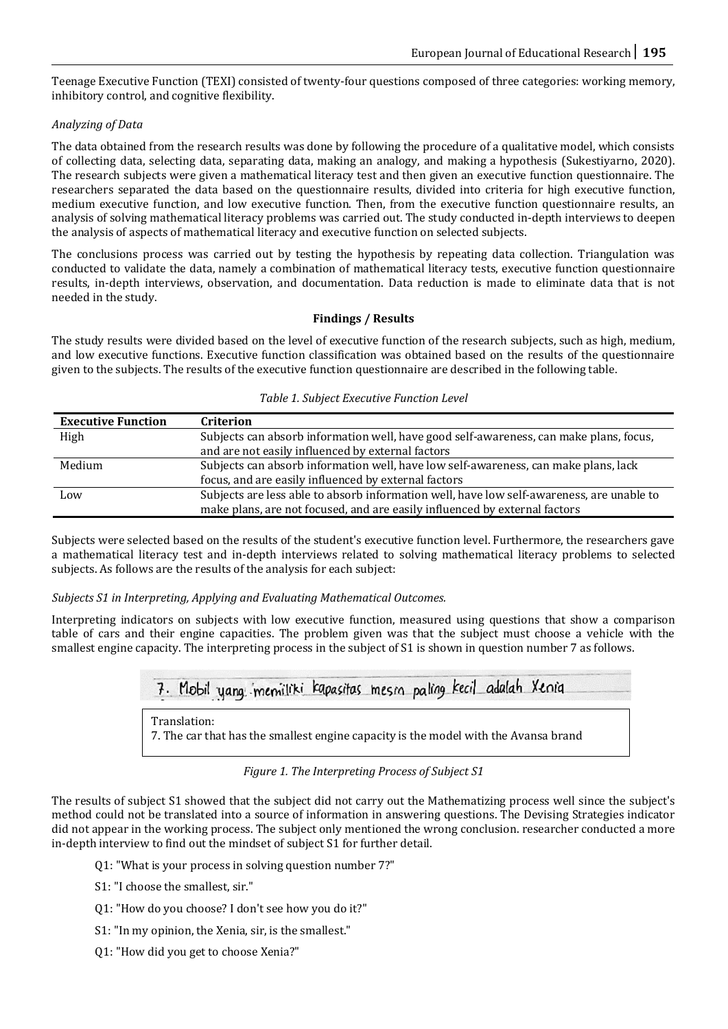Teenage Executive Function (TEXI) consisted of twenty-four questions composed of three categories: working memory, inhibitory control, and cognitive flexibility.

*Analyzing of Data*

The data obtained from the research results was done by following the procedure of a qualitative model, which consists of collecting data, selecting data, separating data, making an analogy, and making a hypothesis (Sukestiyarno, 2020). The research subjects were given a mathematical literacy test and then given an executive function questionnaire. The researchers separated the data based on the questionnaire results, divided into criteria for high executive function, medium executive function, and low executive function. Then, from the executive function questionnaire results, an analysis of solving mathematical literacy problems was carried out. The study conducted in-depth interviews to deepen the analysis of aspects of mathematical literacy and executive function on selected subjects.

The conclusions process was carried out by testing the hypothesis by repeating data collection. Triangulation was conducted to validate the data, namely a combination of mathematical literacy tests, executive function questionnaire results, in-depth interviews, observation, and documentation. Data reduction is made to eliminate data that is not needed in the study.

## Findings / Results

The study results were divided based on the level of executive function of the research subjects, such as high, medium, and low executive functions. Executive function classification was obtained based on the results of the questionnaire given to the subjects. The results of the executive function questionnaire are described in the following table.

*Table 1. Subject Executive Function Level*

| Executive Function | Criterion |
|---|---|
| High | Subjects can absorb information well, have good self-awareness, can make plans, focus, and are not easily influenced by external factors |
| Medium | Subjects can absorb information well, have low self-awareness, can make plans, lack focus, and are easily influenced by external factors |
| Low | Subjects are less able to absorb information well, have low self-awareness, are unable to make plans, are not focused, and are easily influenced by external factors |

Subjects were selected based on the results of the student's executive function level. Furthermore, the researchers gave a mathematical literacy test and in-depth interviews related to solving mathematical literacy problems to selected subjects. As follows are the results of the analysis for each subject:

*Subjects S1 in Interpreting, Applying and Evaluating Mathematical Outcomes.*

Interpreting indicators on subjects with low executive function, measured using questions that show a comparison table of cars and their engine capacities. The problem given was that the subject must choose a vehicle with the smallest engine capacity. The interpreting process in the subject of S1 is shown in question number 7 as follows.

7. Mobil yang memiliki kapasitas mesin paling kecil adalah Xenia

Translation:
7. The car that has the smallest engine capacity is the model with the Avansa brand

*Figure 1. The Interpreting Process of Subject S1*

The results of subject S1 showed that the subject did not carry out the Mathematizing process well since the subject's method could not be translated into a source of information in answering questions. The Devising Strategies indicator did not appear in the working process. The subject only mentioned the wrong conclusion. researcher conducted a more in-depth interview to find out the mindset of subject S1 for further detail.

Q1: "What is your process in solving question number 7?"

S1: "I choose the smallest, sir."

Q1: "How do you choose? I don't see how you do it?"

S1: "In my opinion, the Xenia, sir, is the smallest."

Q1: "How did you get to choose Xenia?"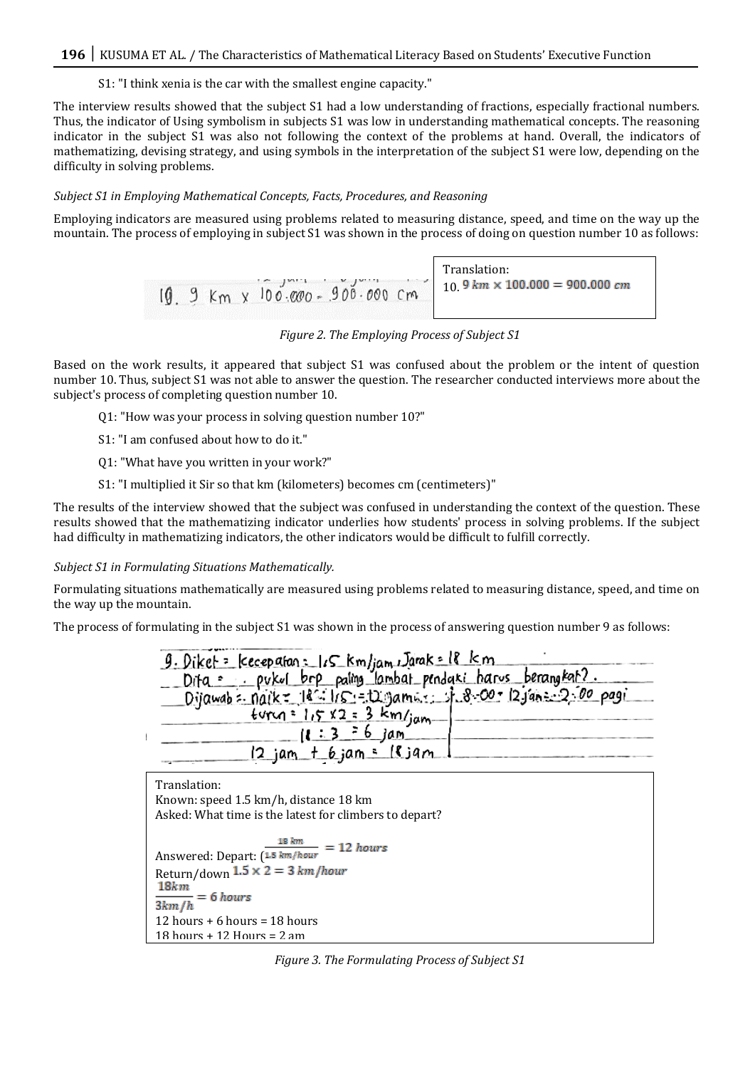S1: "I think xenia is the car with the smallest engine capacity."

The interview results showed that the subject S1 had a low understanding of fractions, especially fractional numbers. Thus, the indicator of Using symbolism in subjects S1 was low in understanding mathematical concepts. The reasoning indicator in the subject S1 was also not following the context of the problems at hand. Overall, the indicators of mathematizing, devising strategy, and using symbols in the interpretation of the subject S1 were low, depending on the difficulty in solving problems.

*Subject S1 in Employing Mathematical Concepts, Facts, Procedures, and Reasoning*

Employing indicators are measured using problems related to measuring distance, speed, and time on the way up the mountain. The process of employing in subject S1 was shown in the process of doing on question number 10 as follows:

10. 9 Km x 100.000 = 900.000 Cm

Translation:
10. $9\ km \times 100.000 = 900.000\ cm$

*Figure 2. The Employing Process of Subject S1*

Based on the work results, it appeared that subject S1 was confused about the problem or the intent of question number 10. Thus, subject S1 was not able to answer the question. The researcher conducted interviews more about the subject's process of completing question number 10.

Q1: "How was your process in solving question number 10?"

S1: "I am confused about how to do it."

Q1: "What have you written in your work?"

S1: "I multiplied it Sir so that km (kilometers) becomes cm (centimeters)"

The results of the interview showed that the subject was confused in understanding the context of the question. These results showed that the mathematizing indicator underlies how students' process in solving problems. If the subject had difficulty in mathematizing indicators, the other indicators would be difficult to fulfill correctly.

*Subject S1 in Formulating Situations Mathematically.*

Formulating situations mathematically are measured using problems related to measuring distance, speed, and time on the way up the mountain.

The process of formulating in the subject S1 was shown in the process of answering question number 9 as follows:

9. Diket : Kecepatan : 1,5 Km/jam, Jarak = 18 km
Dita : pukul brp paling lambat pendaki harus berangkat?
Dijawab : naik = 18 : 1,5 = 12 jam ; 8.00 + 12 jam = 2.00 pagi
turun = 1,5 x 2 = 3 km/jam
18 : 3 = 6 jam
12 jam + 6 jam = 18 jam

Translation:
Known: speed 1.5 km/h, distance 18 km
Asked: What time is the latest for climbers to depart?

Answered: Depart: $\left(\frac{18\ km}{1.5\ km/hour}\right. = 12\ hours$
Return/down $1.5 \times 2 = 3\ km/hour$
$\frac{18km}{3km/h} = 6\ hours$
12 hours + 6 hours = 18 hours
18 hours + 12 Hours = 2 am

*Figure 3. The Formulating Process of Subject S1*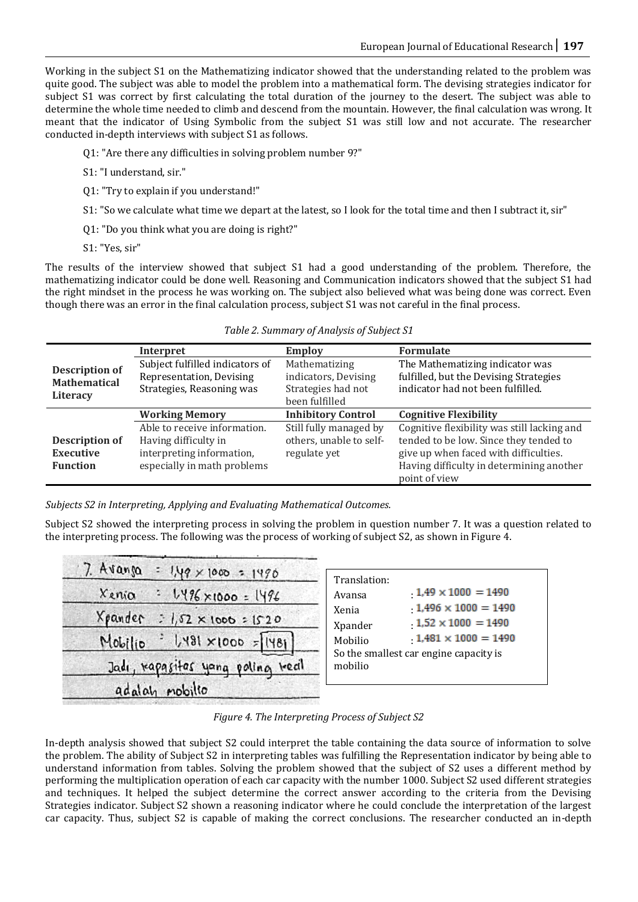Working in the subject S1 on the Mathematizing indicator showed that the understanding related to the problem was quite good. The subject was able to model the problem into a mathematical form. The devising strategies indicator for subject S1 was correct by first calculating the total duration of the journey to the desert. The subject was able to determine the whole time needed to climb and descend from the mountain. However, the final calculation was wrong. It meant that the indicator of Using Symbolic from the subject S1 was still low and not accurate. The researcher conducted in-depth interviews with subject S1 as follows.

Q1: "Are there any difficulties in solving problem number 9?"

S1: "I understand, sir."

Q1: "Try to explain if you understand!"

S1: "So we calculate what time we depart at the latest, so I look for the total time and then I subtract it, sir"

Q1: "Do you think what you are doing is right?"

S1: "Yes, sir"

The results of the interview showed that subject S1 had a good understanding of the problem. Therefore, the mathematizing indicator could be done well. Reasoning and Communication indicators showed that the subject S1 had the right mindset in the process he was working on. The subject also believed what was being done was correct. Even though there was an error in the final calculation process, subject S1 was not careful in the final process.

*Table 2. Summary of Analysis of Subject S1*

| | **Interpret** | **Employ** | **Formulate** |
|---|---|---|---|
| **Description of Mathematical Literacy** | Subject fulfilled indicators of Representation, Devising Strategies, Reasoning was | Mathematizing indicators, Devising Strategies had not been fulfilled | The Mathematizing indicator was fulfilled, but the Devising Strategies indicator had not been fulfilled. |
| | **Working Memory** | **Inhibitory Control** | **Cognitive Flexibility** |
| **Description of Executive Function** | Able to receive information. Having difficulty in interpreting information, especially in math problems | Still fully managed by others, unable to self-regulate yet | Cognitive flexibility was still lacking and tended to be low. Since they tended to give up when faced with difficulties. Having difficulty in determining another point of view |

*Subjects S2 in Interpreting, Applying and Evaluating Mathematical Outcomes.*

Subject S2 showed the interpreting process in solving the problem in question number 7. It was a question related to the interpreting process. The following was the process of working of subject S2, as shown in Figure 4.

Translation:

Avansa : $1{,}49 \times 1000 = 1490$

Xenia : $1{,}496 \times 1000 = 1490$

Xpander : $1{,}52 \times 1000 = 1490$

Mobilio : $1{,}481 \times 1000 = 1490$

So the smallest car engine capacity is mobilio

*Figure 4. The Interpreting Process of Subject S2*

In-depth analysis showed that subject S2 could interpret the table containing the data source of information to solve the problem. The ability of Subject S2 in interpreting tables was fulfilling the Representation indicator by being able to understand information from tables. Solving the problem showed that the subject of S2 uses a different method by performing the multiplication operation of each car capacity with the number 1000. Subject S2 used different strategies and techniques. It helped the subject determine the correct answer according to the criteria from the Devising Strategies indicator. Subject S2 shown a reasoning indicator where he could conclude the interpretation of the largest car capacity. Thus, subject S2 is capable of making the correct conclusions. The researcher conducted an in-depth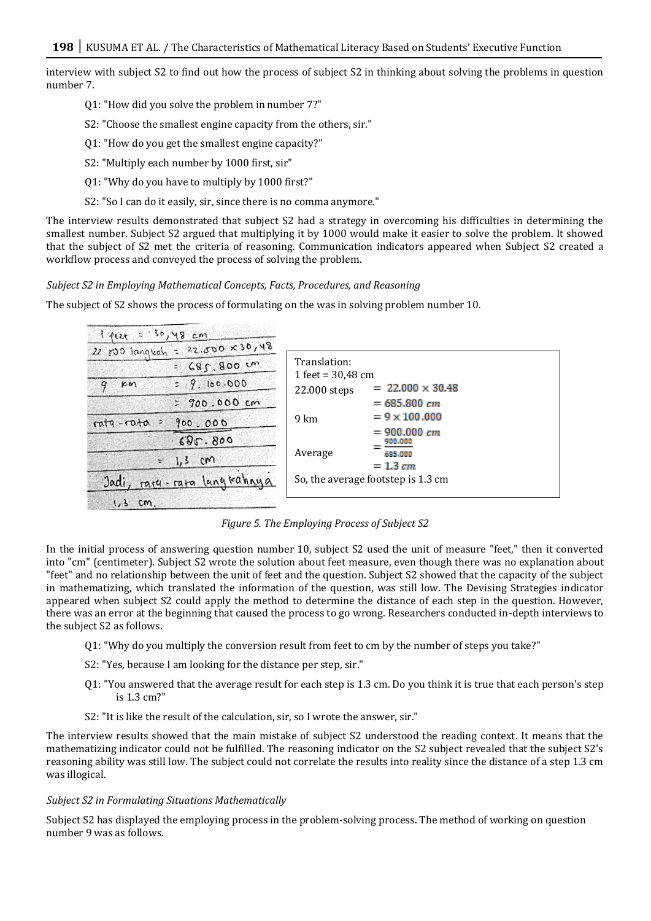interview with subject S2 to find out how the process of subject S2 in thinking about solving the problems in question number 7.

> Q1: "How did you solve the problem in number 7?"
>
> S2: "Choose the smallest engine capacity from the others, sir."
>
> Q1: "How do you get the smallest engine capacity?"
>
> S2: "Multiply each number by 1000 first, sir"
>
> Q1: "Why do you have to multiply by 1000 first?"
>
> S2: "So I can do it easily, sir, since there is no comma anymore."

The interview results demonstrated that subject S2 had a strategy in overcoming his difficulties in determining the smallest number. Subject S2 argued that multiplying it by 1000 would make it easier to solve the problem. It showed that the subject of S2 met the criteria of reasoning. Communication indicators appeared when Subject S2 created a workflow process and conveyed the process of solving the problem.

*Subject S2 in Employing Mathematical Concepts, Facts, Procedures, and Reasoning*

The subject of S2 shows the process of formulating on the was in solving problem number 10.

Translation:
1 feet = 30,48 cm

| | |
|---|---|
| 22.000 steps | $= 22.000 \times 30.48$ |
| | $= 685.800\ cm$ |
| 9 km | $= 9 \times 100.000$ |
| | $= 900.000\ cm$ |
| Average | $= \frac{900.000}{685.000}$ |
| | $= 1.3\ cm$ |

So, the average footstep is 1.3 cm

*Figure 5. The Employing Process of Subject S2*

In the initial process of answering question number 10, subject S2 used the unit of measure "feet," then it converted into "cm" (centimeter). Subject S2 wrote the solution about feet measure, even though there was no explanation about "feet" and no relationship between the unit of feet and the question. Subject S2 showed that the capacity of the subject in mathematizing, which translated the information of the question, was still low. The Devising Strategies indicator appeared when subject S2 could apply the method to determine the distance of each step in the question. However, there was an error at the beginning that caused the process to go wrong. Researchers conducted in-depth interviews to the subject S2 as follows.

> Q1: "Why do you multiply the conversion result from feet to cm by the number of steps you take?"
>
> S2: "Yes, because I am looking for the distance per step, sir."
>
> Q1: "You answered that the average result for each step is 1.3 cm. Do you think it is true that each person's step is 1.3 cm?"
>
> S2: "It is like the result of the calculation, sir, so I wrote the answer, sir."

The interview results showed that the main mistake of subject S2 understood the reading context. It means that the mathematizing indicator could not be fulfilled. The reasoning indicator on the S2 subject revealed that the subject S2's reasoning ability was still low. The subject could not correlate the results into reality since the distance of a step 1.3 cm was illogical.

*Subject S2 in Formulating Situations Mathematically*

Subject S2 has displayed the employing process in the problem-solving process. The method of working on question number 9 was as follows.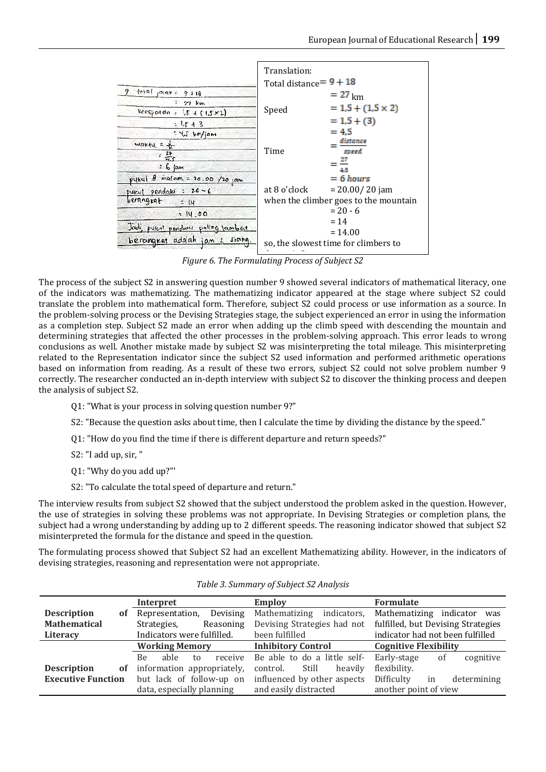| | Translation: | |
|---|---|---|
| | Total distance | $= 9 + 18$ |
| | | $= 27$ km |
| | Speed | $= 1{,}5 + (1{,}5 \times 2)$ |
| | | $= 1{,}5 + (3)$ |
| | | $= 4{,}5$ |
| | Time | $= \frac{distance}{speed}$ |
| | | $= \frac{27}{4{,}5}$ |
| | | $= 6$ *hours* |
| | at 8 o'clock | = 20.00/ 20 jam |
| | when the climber goes to the mountain | |
| | | = 20 - 6 |
| | | = 14 |
| | | = 14.00 |
| | so, the slowest time for climbers to | |

*Figure 6. The Formulating Process of Subject S2*

The process of the subject S2 in answering question number 9 showed several indicators of mathematical literacy, one of the indicators was mathematizing. The mathematizing indicator appeared at the stage where subject S2 could translate the problem into mathematical form. Therefore, subject S2 could process or use information as a source. In the problem-solving process or the Devising Strategies stage, the subject experienced an error in using the information as a completion step. Subject S2 made an error when adding up the climb speed with descending the mountain and determining strategies that affected the other processes in the problem-solving approach. This error leads to wrong conclusions as well. Another mistake made by subject S2 was misinterpreting the total mileage. This misinterpreting related to the Representation indicator since the subject S2 used information and performed arithmetic operations based on information from reading. As a result of these two errors, subject S2 could not solve problem number 9 correctly. The researcher conducted an in-depth interview with subject S2 to discover the thinking process and deepen the analysis of subject S2.

Q1: "What is your process in solving question number 9?"

S2: "Because the question asks about time, then I calculate the time by dividing the distance by the speed."

Q1: "How do you find the time if there is different departure and return speeds?"

S2: "I add up, sir, "

Q1: "Why do you add up?"'

S2: "To calculate the total speed of departure and return."

The interview results from subject S2 showed that the subject understood the problem asked in the question. However, the use of strategies in solving these problems was not appropriate. In Devising Strategies or completion plans, the subject had a wrong understanding by adding up to 2 different speeds. The reasoning indicator showed that subject S2 misinterpreted the formula for the distance and speed in the question.

The formulating process showed that Subject S2 had an excellent Mathematizing ability. However, in the indicators of devising strategies, reasoning and representation were not appropriate.

*Table 3. Summary of Subject S2 Analysis*

| | Interpret | Employ | Formulate |
|---|---|---|---|
| **Description of Mathematical Literacy** | Representation, Devising Strategies, Reasoning Indicators were fulfilled. | Mathematizing indicators, Devising Strategies had not been fulfilled | Mathematizing indicator was fulfilled, but Devising Strategies indicator had not been fulfilled |
| | **Working Memory** | **Inhibitory Control** | **Cognitive Flexibility** |
| **Description of Executive Function** | Be able to receive information appropriately, but lack of follow-up on data, especially planning | Be able to do a little self-control. Still heavily influenced by other aspects and easily distracted | Early-stage of cognitive flexibility. Difficulty in determining another point of view |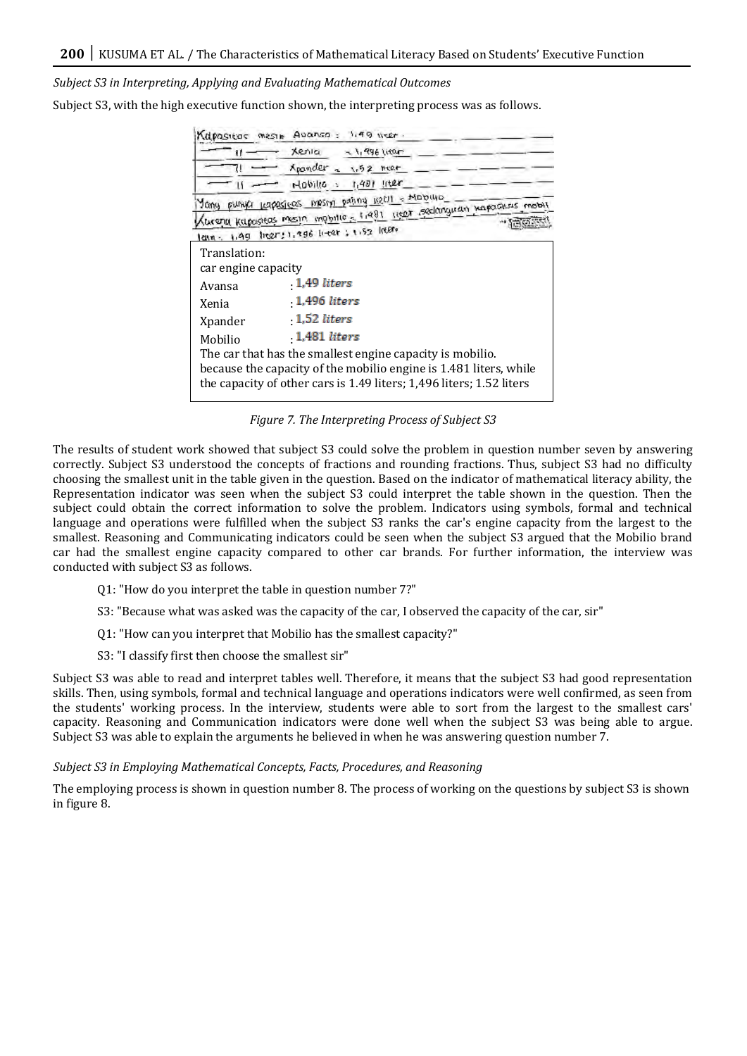*Subject S3 in Interpreting, Applying and Evaluating Mathematical Outcomes*

Subject S3, with the high executive function shown, the interpreting process was as follows.

Translation:
car engine capacity

| | |
|---|---|
| Avansa | : 1,49 liters |
| Xenia | : 1,496 liters |
| Xpander | : 1,52 liters |
| Mobilio | : 1,481 liters |

The car that has the smallest engine capacity is mobilio.
because the capacity of the mobilio engine is 1.481 liters, while the capacity of other cars is 1.49 liters; 1,496 liters; 1.52 liters

*Figure 7. The Interpreting Process of Subject S3*

The results of student work showed that subject S3 could solve the problem in question number seven by answering correctly. Subject S3 understood the concepts of fractions and rounding fractions. Thus, subject S3 had no difficulty choosing the smallest unit in the table given in the question. Based on the indicator of mathematical literacy ability, the Representation indicator was seen when the subject S3 could interpret the table shown in the question. Then the subject could obtain the correct information to solve the problem. Indicators using symbols, formal and technical language and operations were fulfilled when the subject S3 ranks the car's engine capacity from the largest to the smallest. Reasoning and Communicating indicators could be seen when the subject S3 argued that the Mobilio brand car had the smallest engine capacity compared to other car brands. For further information, the interview was conducted with subject S3 as follows.

Q1: "How do you interpret the table in question number 7?"

S3: "Because what was asked was the capacity of the car, I observed the capacity of the car, sir"

Q1: "How can you interpret that Mobilio has the smallest capacity?"

S3: "I classify first then choose the smallest sir"

Subject S3 was able to read and interpret tables well. Therefore, it means that the subject S3 had good representation skills. Then, using symbols, formal and technical language and operations indicators were well confirmed, as seen from the students' working process. In the interview, students were able to sort from the largest to the smallest cars' capacity. Reasoning and Communication indicators were done well when the subject S3 was being able to argue. Subject S3 was able to explain the arguments he believed in when he was answering question number 7.

*Subject S3 in Employing Mathematical Concepts, Facts, Procedures, and Reasoning*

The employing process is shown in question number 8. The process of working on the questions by subject S3 is shown in figure 8.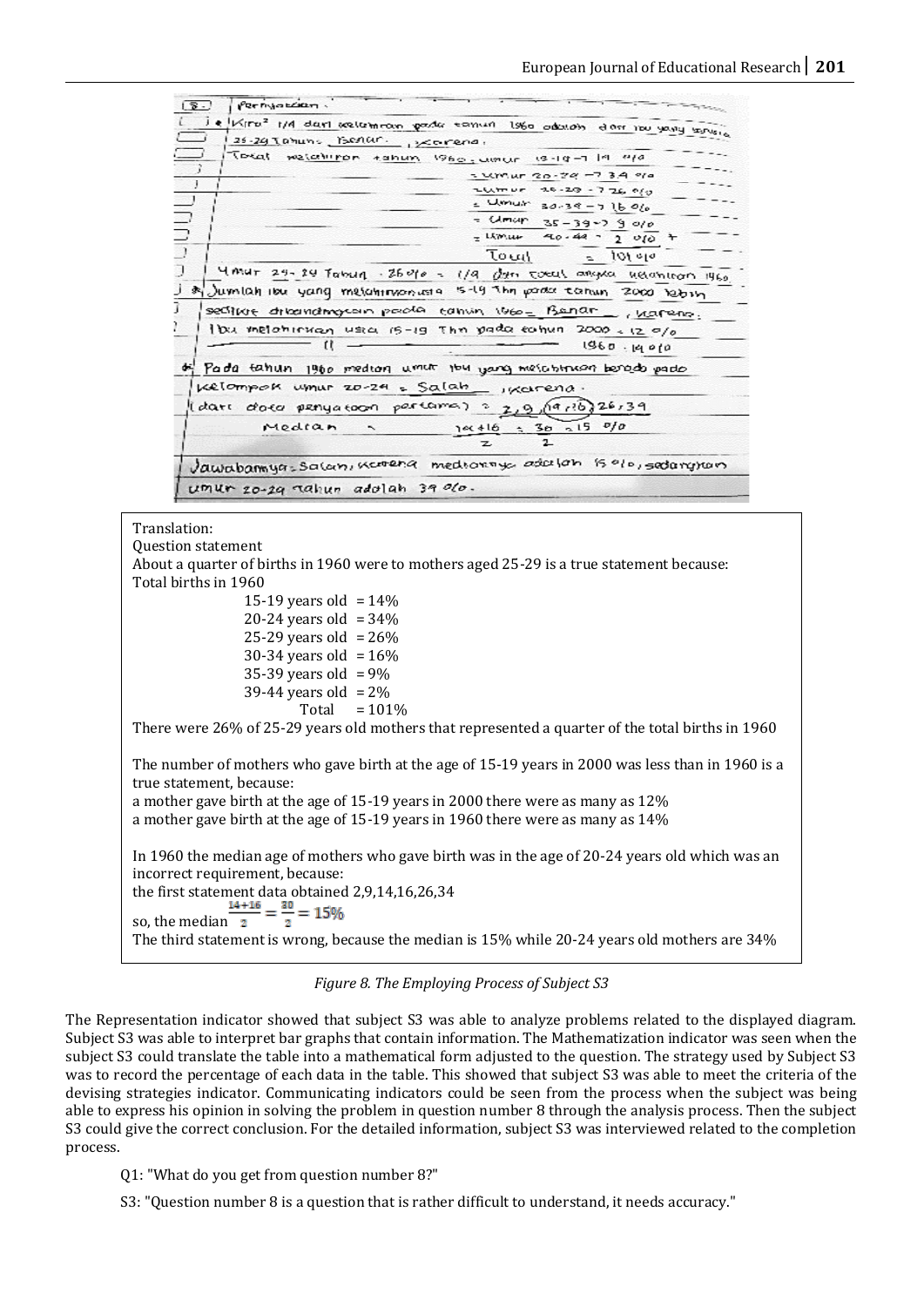Translation:

Question statement

About a quarter of births in 1960 were to mothers aged 25-29 is a true statement because:

Total births in 1960

15-19 years old = 14%
20-24 years old = 34%
25-29 years old = 26%
30-34 years old = 16%
35-39 years old = 9%
39-44 years old = 2%
Total = 101%

There were 26% of 25-29 years old mothers that represented a quarter of the total births in 1960

The number of mothers who gave birth at the age of 15-19 years in 2000 was less than in 1960 is a true statement, because:

a mother gave birth at the age of 15-19 years in 2000 there were as many as 12%

a mother gave birth at the age of 15-19 years in 1960 there were as many as 14%

In 1960 the median age of mothers who gave birth was in the age of 20-24 years old which was an incorrect requirement, because:

the first statement data obtained 2,9,14,16,26,34

so, the median $\frac{14+16}{2} = \frac{30}{2} = 15\%$

The third statement is wrong, because the median is 15% while 20-24 years old mothers are 34%

*Figure 8. The Employing Process of Subject S3*

The Representation indicator showed that subject S3 was able to analyze problems related to the displayed diagram. Subject S3 was able to interpret bar graphs that contain information. The Mathematization indicator was seen when the subject S3 could translate the table into a mathematical form adjusted to the question. The strategy used by Subject S3 was to record the percentage of each data in the table. This showed that subject S3 was able to meet the criteria of the devising strategies indicator. Communicating indicators could be seen from the process when the subject was being able to express his opinion in solving the problem in question number 8 through the analysis process. Then the subject S3 could give the correct conclusion. For the detailed information, subject S3 was interviewed related to the completion process.

Q1: "What do you get from question number 8?"

S3: "Question number 8 is a question that is rather difficult to understand, it needs accuracy."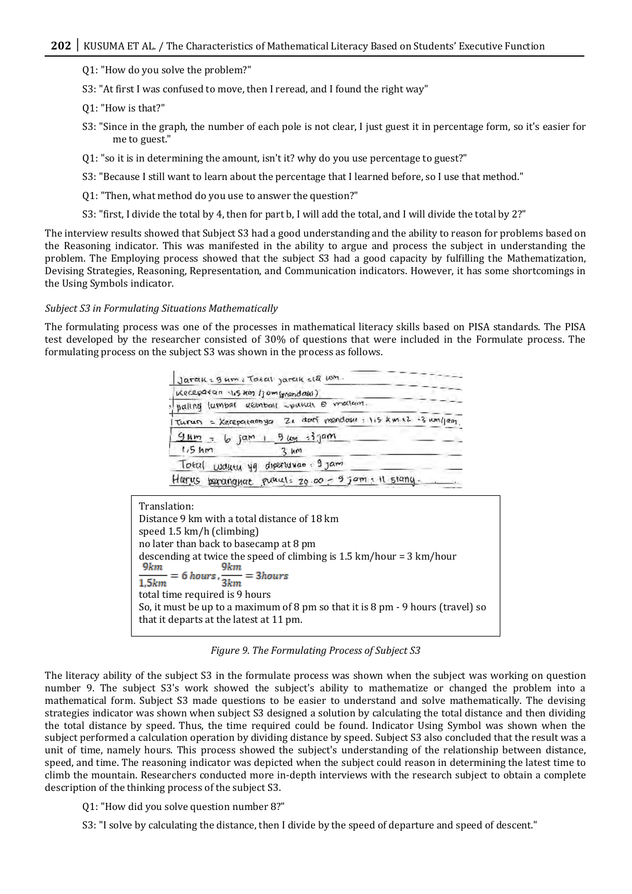Q1: "How do you solve the problem?"

S3: "At first I was confused to move, then I reread, and I found the right way"

Q1: "How is that?"

S3: "Since in the graph, the number of each pole is not clear, I just guest it in percentage form, so it's easier for me to guest."

Q1: "so it is in determining the amount, isn't it? why do you use percentage to guest?"

S3: "Because I still want to learn about the percentage that I learned before, so I use that method."

Q1: "Then, what method do you use to answer the question?"

S3: "first, I divide the total by 4, then for part b, I will add the total, and I will divide the total by 2?"

The interview results showed that Subject S3 had a good understanding and the ability to reason for problems based on the Reasoning indicator. This was manifested in the ability to argue and process the subject in understanding the problem. The Employing process showed that the subject S3 had a good capacity by fulfilling the Mathematization, Devising Strategies, Reasoning, Representation, and Communication indicators. However, it has some shortcomings in the Using Symbols indicator.

*Subject S3 in Formulating Situations Mathematically*

The formulating process was one of the processes in mathematical literacy skills based on PISA standards. The PISA test developed by the researcher consisted of 30% of questions that were included in the Formulate process. The formulating process on the subject S3 was shown in the process as follows.

Translation:
Distance 9 km with a total distance of 18 km
speed 1.5 km/h (climbing)
no later than back to basecamp at 8 pm
descending at twice the speed of climbing is 1.5 km/hour = 3 km/hour
$\frac{9km}{1,5km} = 6\ hours, \frac{9km}{3km} = 3hours$
total time required is 9 hours
So, it must be up to a maximum of 8 pm so that it is 8 pm - 9 hours (travel) so that it departs at the latest at 11 pm.

*Figure 9. The Formulating Process of Subject S3*

The literacy ability of the subject S3 in the formulate process was shown when the subject was working on question number 9. The subject S3's work showed the subject's ability to mathematize or changed the problem into a mathematical form. Subject S3 made questions to be easier to understand and solve mathematically. The devising strategies indicator was shown when subject S3 designed a solution by calculating the total distance and then dividing the total distance by speed. Thus, the time required could be found. Indicator Using Symbol was shown when the subject performed a calculation operation by dividing distance by speed. Subject S3 also concluded that the result was a unit of time, namely hours. This process showed the subject's understanding of the relationship between distance, speed, and time. The reasoning indicator was depicted when the subject could reason in determining the latest time to climb the mountain. Researchers conducted more in-depth interviews with the research subject to obtain a complete description of the thinking process of the subject S3.

Q1: "How did you solve question number 8?"

S3: "I solve by calculating the distance, then I divide by the speed of departure and speed of descent."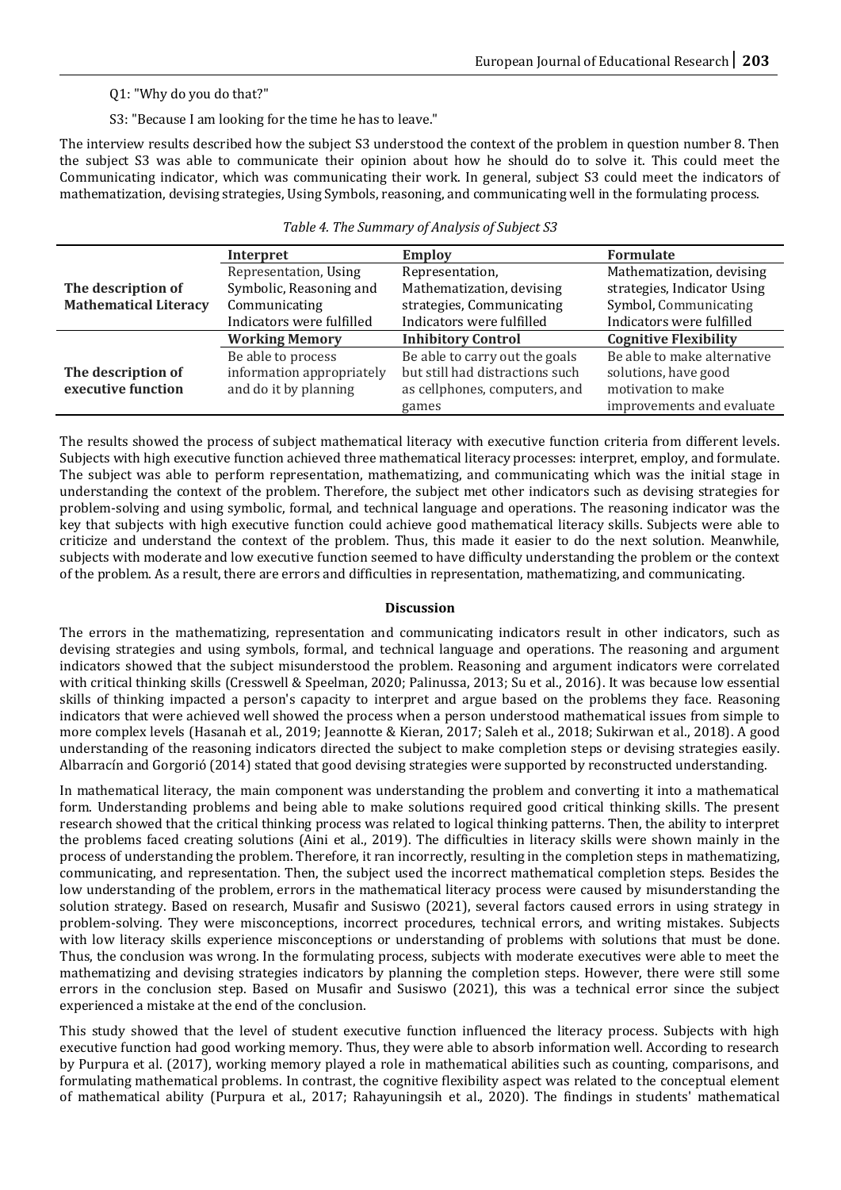Q1: "Why do you do that?"

S3: "Because I am looking for the time he has to leave."

The interview results described how the subject S3 understood the context of the problem in question number 8. Then the subject S3 was able to communicate their opinion about how he should do to solve it. This could meet the Communicating indicator, which was communicating their work. In general, subject S3 could meet the indicators of mathematization, devising strategies, Using Symbols, reasoning, and communicating well in the formulating process.

*Table 4. The Summary of Analysis of Subject S3*

| | **Interpret** | **Employ** | **Formulate** |
|---|---|---|---|
| **The description of Mathematical Literacy** | Representation, Using Symbolic, Reasoning and Communicating Indicators were fulfilled | Representation, Mathematization, devising strategies, Communicating Indicators were fulfilled | Mathematization, devising strategies, Indicator Using Symbol, Communicating Indicators were fulfilled |
| | **Working Memory** | **Inhibitory Control** | **Cognitive Flexibility** |
| **The description of executive function** | Be able to process information appropriately and do it by planning | Be able to carry out the goals but still had distractions such as cellphones, computers, and games | Be able to make alternative solutions, have good motivation to make improvements and evaluate |

The results showed the process of subject mathematical literacy with executive function criteria from different levels. Subjects with high executive function achieved three mathematical literacy processes: interpret, employ, and formulate. The subject was able to perform representation, mathematizing, and communicating which was the initial stage in understanding the context of the problem. Therefore, the subject met other indicators such as devising strategies for problem-solving and using symbolic, formal, and technical language and operations. The reasoning indicator was the key that subjects with high executive function could achieve good mathematical literacy skills. Subjects were able to criticize and understand the context of the problem. Thus, this made it easier to do the next solution. Meanwhile, subjects with moderate and low executive function seemed to have difficulty understanding the problem or the context of the problem. As a result, there are errors and difficulties in representation, mathematizing, and communicating.

## Discussion

The errors in the mathematizing, representation and communicating indicators result in other indicators, such as devising strategies and using symbols, formal, and technical language and operations. The reasoning and argument indicators showed that the subject misunderstood the problem. Reasoning and argument indicators were correlated with critical thinking skills (Cresswell & Speelman, 2020; Palinussa, 2013; Su et al., 2016). It was because low essential skills of thinking impacted a person's capacity to interpret and argue based on the problems they face. Reasoning indicators that were achieved well showed the process when a person understood mathematical issues from simple to more complex levels (Hasanah et al., 2019; Jeannotte & Kieran, 2017; Saleh et al., 2018; Sukirwan et al., 2018). A good understanding of the reasoning indicators directed the subject to make completion steps or devising strategies easily. Albarracín and Gorgorió (2014) stated that good devising strategies were supported by reconstructed understanding.

In mathematical literacy, the main component was understanding the problem and converting it into a mathematical form. Understanding problems and being able to make solutions required good critical thinking skills. The present research showed that the critical thinking process was related to logical thinking patterns. Then, the ability to interpret the problems faced creating solutions (Aini et al., 2019). The difficulties in literacy skills were shown mainly in the process of understanding the problem. Therefore, it ran incorrectly, resulting in the completion steps in mathematizing, communicating, and representation. Then, the subject used the incorrect mathematical completion steps. Besides the low understanding of the problem, errors in the mathematical literacy process were caused by misunderstanding the solution strategy. Based on research, Musafir and Susiswo (2021), several factors caused errors in using strategy in problem-solving. They were misconceptions, incorrect procedures, technical errors, and writing mistakes. Subjects with low literacy skills experience misconceptions or understanding of problems with solutions that must be done. Thus, the conclusion was wrong. In the formulating process, subjects with moderate executives were able to meet the mathematizing and devising strategies indicators by planning the completion steps. However, there were still some errors in the conclusion step. Based on Musafir and Susiswo (2021), this was a technical error since the subject experienced a mistake at the end of the conclusion.

This study showed that the level of student executive function influenced the literacy process. Subjects with high executive function had good working memory. Thus, they were able to absorb information well. According to research by Purpura et al. (2017), working memory played a role in mathematical abilities such as counting, comparisons, and formulating mathematical problems. In contrast, the cognitive flexibility aspect was related to the conceptual element of mathematical ability (Purpura et al., 2017; Rahayuningsih et al., 2020). The findings in students' mathematical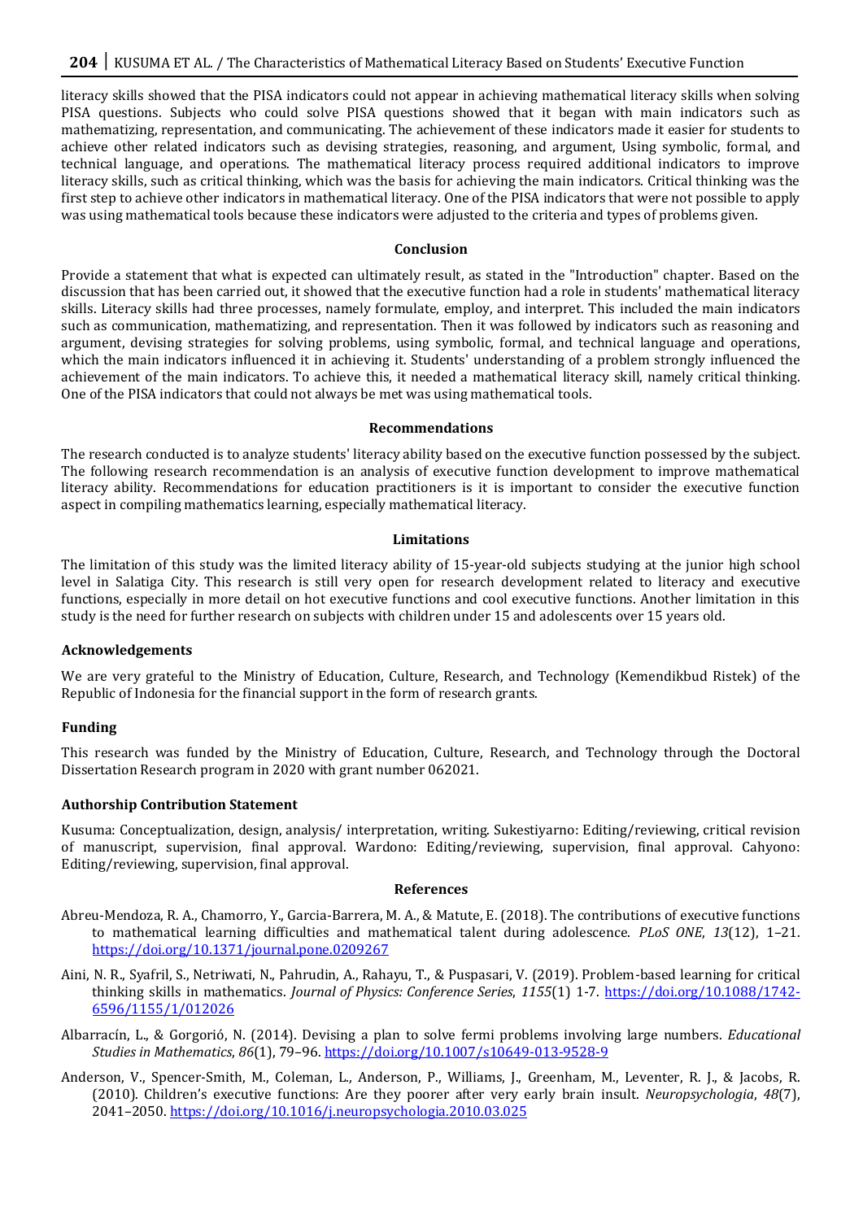literacy skills showed that the PISA indicators could not appear in achieving mathematical literacy skills when solving PISA questions. Subjects who could solve PISA questions showed that it began with main indicators such as mathematizing, representation, and communicating. The achievement of these indicators made it easier for students to achieve other related indicators such as devising strategies, reasoning, and argument, Using symbolic, formal, and technical language, and operations. The mathematical literacy process required additional indicators to improve literacy skills, such as critical thinking, which was the basis for achieving the main indicators. Critical thinking was the first step to achieve other indicators in mathematical literacy. One of the PISA indicators that were not possible to apply was using mathematical tools because these indicators were adjusted to the criteria and types of problems given.

## Conclusion

Provide a statement that what is expected can ultimately result, as stated in the "Introduction" chapter. Based on the discussion that has been carried out, it showed that the executive function had a role in students' mathematical literacy skills. Literacy skills had three processes, namely formulate, employ, and interpret. This included the main indicators such as communication, mathematizing, and representation. Then it was followed by indicators such as reasoning and argument, devising strategies for solving problems, using symbolic, formal, and technical language and operations, which the main indicators influenced it in achieving it. Students' understanding of a problem strongly influenced the achievement of the main indicators. To achieve this, it needed a mathematical literacy skill, namely critical thinking. One of the PISA indicators that could not always be met was using mathematical tools.

## Recommendations

The research conducted is to analyze students' literacy ability based on the executive function possessed by the subject. The following research recommendation is an analysis of executive function development to improve mathematical literacy ability. Recommendations for education practitioners is it is important to consider the executive function aspect in compiling mathematics learning, especially mathematical literacy.

## Limitations

The limitation of this study was the limited literacy ability of 15-year-old subjects studying at the junior high school level in Salatiga City. This research is still very open for research development related to literacy and executive functions, especially in more detail on hot executive functions and cool executive functions. Another limitation in this study is the need for further research on subjects with children under 15 and adolescents over 15 years old.

### Acknowledgements

We are very grateful to the Ministry of Education, Culture, Research, and Technology (Kemendikbud Ristek) of the Republic of Indonesia for the financial support in the form of research grants.

### Funding

This research was funded by the Ministry of Education, Culture, Research, and Technology through the Doctoral Dissertation Research program in 2020 with grant number 062021.

### Authorship Contribution Statement

Kusuma: Conceptualization, design, analysis/ interpretation, writing. Sukestiyarno: Editing/reviewing, critical revision of manuscript, supervision, final approval. Wardono: Editing/reviewing, supervision, final approval. Cahyono: Editing/reviewing, supervision, final approval.

## References

Abreu-Mendoza, R. A., Chamorro, Y., Garcia-Barrera, M. A., & Matute, E. (2018). The contributions of executive functions to mathematical learning difficulties and mathematical talent during adolescence. *PLoS ONE*, *13*(12), 1–21. https://doi.org/10.1371/journal.pone.0209267

Aini, N. R., Syafril, S., Netriwati, N., Pahrudin, A., Rahayu, T., & Puspasari, V. (2019). Problem-based learning for critical thinking skills in mathematics. *Journal of Physics: Conference Series*, *1155*(1) 1-7. https://doi.org/10.1088/1742-6596/1155/1/012026

Albarracín, L., & Gorgorió, N. (2014). Devising a plan to solve fermi problems involving large numbers. *Educational Studies in Mathematics*, *86*(1), 79–96. https://doi.org/10.1007/s10649-013-9528-9

Anderson, V., Spencer-Smith, M., Coleman, L., Anderson, P., Williams, J., Greenham, M., Leventer, R. J., & Jacobs, R. (2010). Children's executive functions: Are they poorer after very early brain insult. *Neuropsychologia*, *48*(7), 2041–2050. https://doi.org/10.1016/j.neuropsychologia.2010.03.025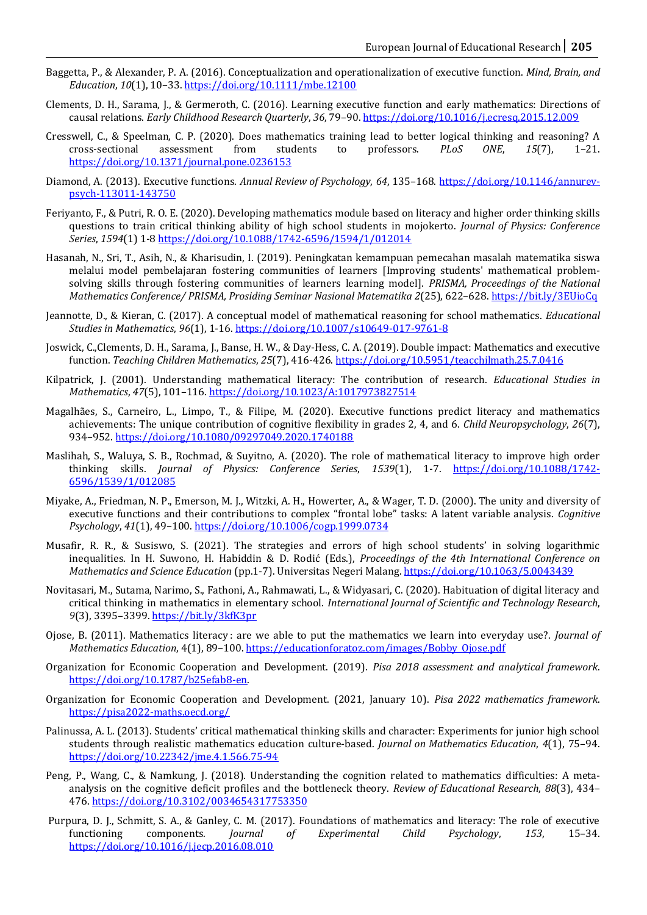Baggetta, P., & Alexander, P. A. (2016). Conceptualization and operationalization of executive function. *Mind, Brain, and Education*, *10*(1), 10–33. https://doi.org/10.1111/mbe.12100

Clements, D. H., Sarama, J., & Germeroth, C. (2016). Learning executive function and early mathematics: Directions of causal relations. *Early Childhood Research Quarterly*, *36*, 79–90. https://doi.org/10.1016/j.ecresq.2015.12.009

Cresswell, C., & Speelman, C. P. (2020). Does mathematics training lead to better logical thinking and reasoning? A cross-sectional assessment from students to professors. *PLoS ONE*, *15*(7), 1–21. https://doi.org/10.1371/journal.pone.0236153

Diamond, A. (2013). Executive functions. *Annual Review of Psychology*, *64*, 135–168. https://doi.org/10.1146/annurev-psych-113011-143750

Feriyanto, F., & Putri, R. O. E. (2020). Developing mathematics module based on literacy and higher order thinking skills questions to train critical thinking ability of high school students in mojokerto. *Journal of Physics: Conference Series*, *1594*(1) 1-8 https://doi.org/10.1088/1742-6596/1594/1/012014

Hasanah, N., Sri, T., Asih, N., & Kharisudin, I. (2019). Peningkatan kemampuan pemecahan masalah matematika siswa melalui model pembelajaran fostering communities of learners [Improving students' mathematical problem-solving skills through fostering communities of learners learning model]. *PRISMA, Proceedings of the National Mathematics Conference/ PRISMA, Prosiding Seminar Nasional Matematika 2*(25), 622–628. https://bit.ly/3EUioCq

Jeannotte, D., & Kieran, C. (2017). A conceptual model of mathematical reasoning for school mathematics. *Educational Studies in Mathematics*, *96*(1), 1-16. https://doi.org/10.1007/s10649-017-9761-8

Joswick, C.,Clements, D. H., Sarama, J., Banse, H. W., & Day-Hess, C. A. (2019). Double impact: Mathematics and executive function. *Teaching Children Mathematics*, *25*(7), 416-426. https://doi.org/10.5951/teacchilmath.25.7.0416

Kilpatrick, J. (2001). Understanding mathematical literacy: The contribution of research. *Educational Studies in Mathematics*, *47*(5), 101–116. https://doi.org/10.1023/A:1017973827514

Magalhães, S., Carneiro, L., Limpo, T., & Filipe, M. (2020). Executive functions predict literacy and mathematics achievements: The unique contribution of cognitive flexibility in grades 2, 4, and 6. *Child Neuropsychology*, *26*(7), 934–952. https://doi.org/10.1080/09297049.2020.1740188

Maslihah, S., Waluya, S. B., Rochmad, & Suyitno, A. (2020). The role of mathematical literacy to improve high order thinking skills. *Journal of Physics: Conference Series*, *1539*(1), 1-7. https://doi.org/10.1088/1742-6596/1539/1/012085

Miyake, A., Friedman, N. P., Emerson, M. J., Witzki, A. H., Howerter, A., & Wager, T. D. (2000). The unity and diversity of executive functions and their contributions to complex "frontal lobe" tasks: A latent variable analysis. *Cognitive Psychology*, *41*(1), 49–100. https://doi.org/10.1006/cogp.1999.0734

Musafir, R. R., & Susiswo, S. (2021). The strategies and errors of high school students' in solving logarithmic inequalities. In H. Suwono, H. Habiddin & D. Rodić (Eds.), *Proceedings of the 4th International Conference on Mathematics and Science Education* (pp.1-7). Universitas Negeri Malang. https://doi.org/10.1063/5.0043439

Novitasari, M., Sutama, Narimo, S., Fathoni, A., Rahmawati, L., & Widyasari, C. (2020). Habituation of digital literacy and critical thinking in mathematics in elementary school. *International Journal of Scientific and Technology Research*, *9*(3), 3395–3399. https://bit.ly/3kfK3pr

Ojose, B. (2011). Mathematics literacy : are we able to put the mathematics we learn into everyday use?. *Journal of Mathematics Education*, 4(1), 89–100. https://educationforatoz.com/images/Bobby_Ojose.pdf

Organization for Economic Cooperation and Development. (2019). *Pisa 2018 assessment and analytical framework*. https://doi.org/10.1787/b25efab8-en.

Organization for Economic Cooperation and Development. (2021, January 10). *Pisa 2022 mathematics framework*. https://pisa2022-maths.oecd.org/

Palinussa, A. L. (2013). Students' critical mathematical thinking skills and character: Experiments for junior high school students through realistic mathematics education culture-based. *Journal on Mathematics Education*, *4*(1), 75–94. https://doi.org/10.22342/jme.4.1.566.75-94

Peng, P., Wang, C., & Namkung, J. (2018). Understanding the cognition related to mathematics difficulties: A meta-analysis on the cognitive deficit profiles and the bottleneck theory. *Review of Educational Research*, *88*(3), 434–476. https://doi.org/10.3102/0034654317753350

Purpura, D. J., Schmitt, S. A., & Ganley, C. M. (2017). Foundations of mathematics and literacy: The role of executive functioning components. *Journal of Experimental Child Psychology*, *153*, 15–34. https://doi.org/10.1016/j.jecp.2016.08.010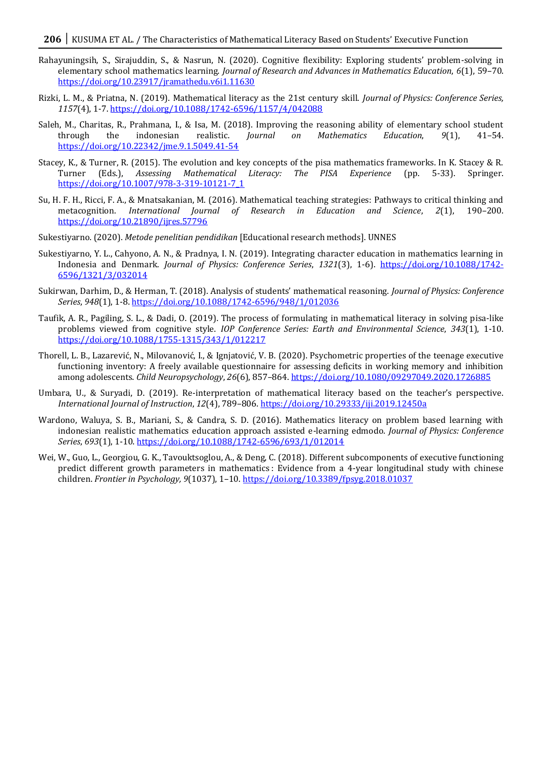Rahayuningsih, S., Sirajuddin, S., & Nasrun, N. (2020). Cognitive flexibility: Exploring students' problem-solving in elementary school mathematics learning. *Journal of Research and Advances in Mathematics Education*, *6*(1), 59–70. https://doi.org/10.23917/jramathedu.v6i1.11630

Rizki, L. M., & Priatna, N. (2019). Mathematical literacy as the 21st century skill. *Journal of Physics: Conference Series, 1157*(4), 1-7. https://doi.org/10.1088/1742-6596/1157/4/042088

Saleh, M., Charitas, R., Prahmana, I., & Isa, M. (2018). Improving the reasoning ability of elementary school student through the indonesian realistic. *Journal on Mathematics Education*, *9*(1), 41–54. https://doi.org/10.22342/jme.9.1.5049.41-54

Stacey, K., & Turner, R. (2015). The evolution and key concepts of the pisa mathematics frameworks. In K. Stacey & R. Turner (Eds.), *Assessing Mathematical Literacy: The PISA Experience* (pp. 5-33). Springer. https://doi.org/10.1007/978-3-319-10121-7_1

Su, H. F. H., Ricci, F. A., & Mnatsakanian, M. (2016). Mathematical teaching strategies: Pathways to critical thinking and metacognition. *International Journal of Research in Education and Science*, *2*(1), 190–200. https://doi.org/10.21890/ijres.57796

Sukestiyarno. (2020). *Metode penelitian pendidikan* [Educational research methods]. UNNES

Sukestiyarno, Y. L., Cahyono, A. N., & Pradnya, I. N. (2019). Integrating character education in mathematics learning in Indonesia and Denmark. *Journal of Physics: Conference Series*, *1321*(3), 1-6). https://doi.org/10.1088/1742-6596/1321/3/032014

Sukirwan, Darhim, D., & Herman, T. (2018). Analysis of students' mathematical reasoning. *Journal of Physics: Conference Series*, *948*(1), 1-8. https://doi.org/10.1088/1742-6596/948/1/012036

Taufik, A. R., Pagiling, S. L., & Dadi, O. (2019). The process of formulating in mathematical literacy in solving pisa-like problems viewed from cognitive style. *IOP Conference Series: Earth and Environmental Science*, *343*(1), 1-10. https://doi.org/10.1088/1755-1315/343/1/012217

Thorell, L. B., Lazarević, N., Milovanović, I., & Ignjatović, V. B. (2020). Psychometric properties of the teenage executive functioning inventory: A freely available questionnaire for assessing deficits in working memory and inhibition among adolescents. *Child Neuropsychology*, *26*(6), 857–864. https://doi.org/10.1080/09297049.2020.1726885

Umbara, U., & Suryadi, D. (2019). Re-interpretation of mathematical literacy based on the teacher's perspective. *International Journal of Instruction*, *12*(4), 789–806. https://doi.org/10.29333/iji.2019.12450a

Wardono, Waluya, S. B., Mariani, S., & Candra, S. D. (2016). Mathematics literacy on problem based learning with indonesian realistic mathematics education approach assisted e-learning edmodo. *Journal of Physics: Conference Series*, *693*(1), 1-10. https://doi.org/10.1088/1742-6596/693/1/012014

Wei, W., Guo, L., Georgiou, G. K., Tavouktsoglou, A., & Deng, C. (2018). Different subcomponents of executive functioning predict different growth parameters in mathematics : Evidence from a 4-year longitudinal study with chinese children. *Frontier in Psychology, 9*(1037), 1–10. https://doi.org/10.3389/fpsyg.2018.01037